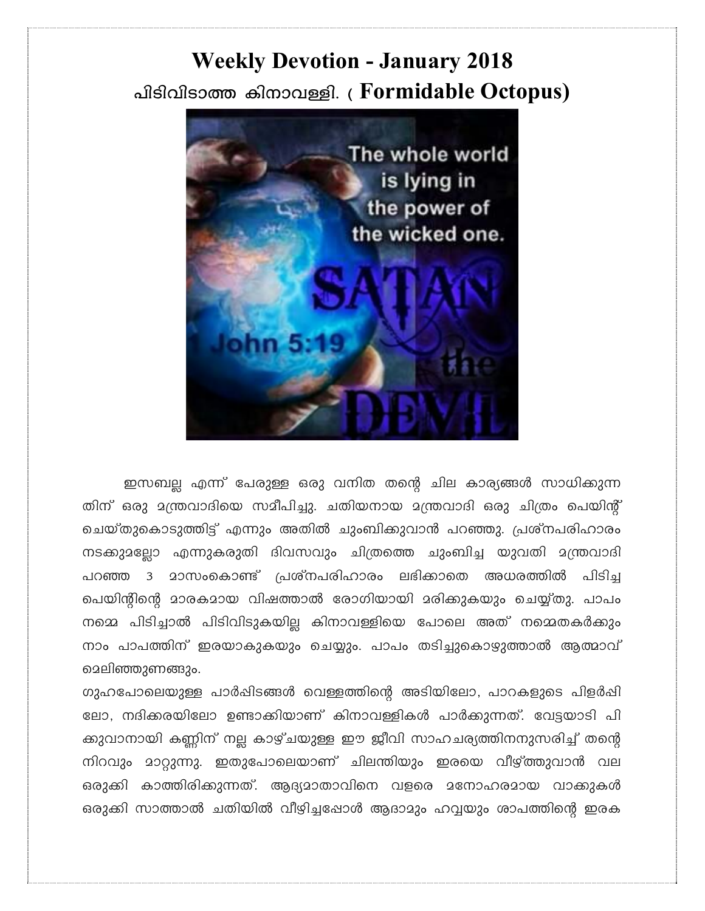# Weekly Devotion - January 2018

## പിടിവിടാത്ത കിനാവള്ളി. ( Formidable Octopus)

ഇസബല്ല എന്ന് പേരുള്ള ഒരു വനിത തന്റെ ചില കാര്യങ്ങൾ സാധിക്കുന്നതിന് ഒരു മന്ത്രവാദിയെ സമീപിച്ചു. ചതിയനായ മന്ത്രവാദി ഒരു ചിത്രം പെയിന്റ് ചെയ്തുകൊടുത്തിട്ട് എന്നും അതിൽ ചുംബിക്കുവാൻ പറഞ്ഞു. പ്രശ്നപരിഹാരം നടക്കുമല്ലോ എന്നുകരുതി ദിവസവും ചിത്രത്തെ ചുംബിച്ച യുവതി മന്ത്രവാദി പറഞ്ഞ 3 മാസംകൊണ്ട് പ്രശ്നപരിഹാരം ലഭിക്കാതെ അധരത്തിൽ പിടിച്ച പെയിന്റിന്റെ മാരകമായ വിഷത്താൽ രോഗിയായി മരിക്കുകയും ചെയ്തു. പാപം നമ്മെ പിടിച്ചാൽ പിടിവിടുകയില്ല കിനാവള്ളിയെ പോലെ അത് നമ്മെതകർക്കും നാം പാപത്തിന് ഇരയാകുകയും ചെയ്യും. പാപം തടിച്ചുകൊഴുത്താൽ ആത്മാവ് മെലിഞ്ഞുണങ്ങും.

ഗുഹപോലെയുള്ള പാർപ്പിടങ്ങൾ വെള്ളത്തിന്റെ അടിയിലോ, പാറകളുടെ പിളർപ്പിലോ, നദിക്കരയിലോ ഉണ്ടാക്കിയാണ് കിനാവള്ളികൾ പാർക്കുന്നത്. വേട്ടയാടി പിക്കുവാനായി കണ്ണിന് നല്ല കാഴ്ചയുള്ള ഈ ജീവി സാഹചര്യത്തിനനുസരിച്ച് തന്റെ നിറവും മാറ്റുന്നു. ഇതുപോലെയാണ് ചിലന്തിയും ഇരയെ വീഴ്ത്തുവാൻ വല ഒരുക്കി കാത്തിരിക്കുന്നത്. ആദ്യമാതാവിനെ വളരെ മനോഹരമായ വാക്കുകൾ ഒരുക്കി സാത്താൻ ചതിയിൽ വീഴിച്ചപ്പോൾ ആദാമും ഹവ്വയും ശാപത്തിന്റെ ഇരക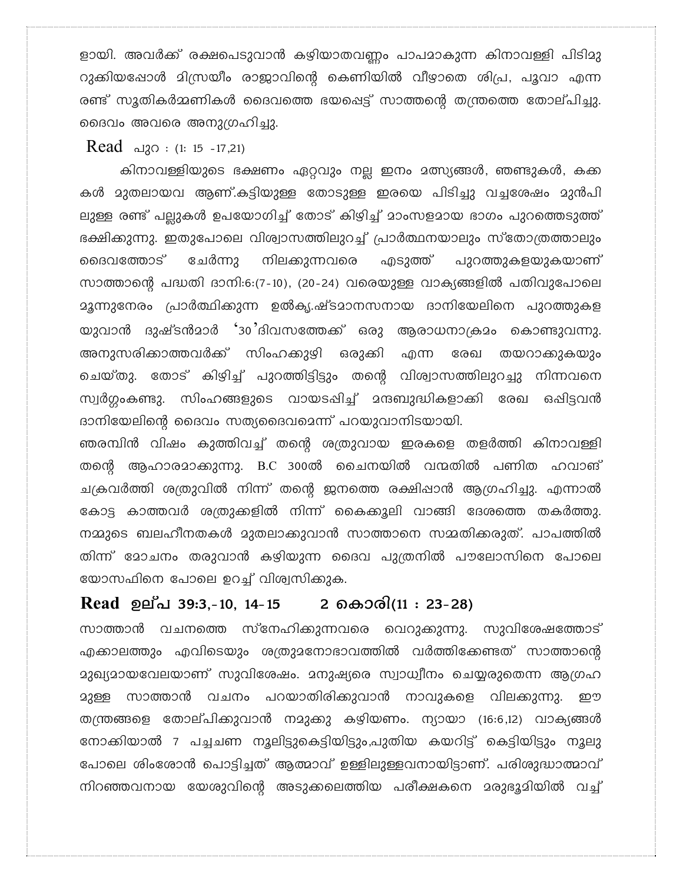ളായി. അവർക്ക് രക്ഷപെടുവാൻ കഴിയാതവണ്ണം പാപമാകുന്ന കിനാവള്ളി പിടിമുറുക്കിയപ്പോൾ മിസ്രയീം രാജാവിന്റെ കെണിയിൽ വീഴാതെ ശിപ്ര, പൂവാ എന്ന രണ്ട് സൂതികർമ്മണികൾ ദൈവത്തെ ഭയപ്പെട്ട് സാത്തന്റെ തന്ത്രത്തെ തോല്പിച്ചു. ദൈവം അവരെ അനുഗ്രഹിച്ചു.

**Read** പുറ : (1: 15 -17,21)

കിനാവള്ളിയുടെ ഭക്ഷണം ഏറ്റവും നല്ല ഇനം മത്സ്യങ്ങൾ, ഞണ്ടുകൾ, കക്കകൾ മുതലായവ ആണ്.കട്ടിയുള്ള തോടുള്ള ഇരയെ പിടിച്ചു വച്ചശേഷം മുൻപിലുള്ള രണ്ട് പല്ലുകൾ ഉപയോഗിച്ച് തോട് കിഴിച്ച് മാംസളമായ ഭാഗം പുറത്തെടുത്ത് ഭക്ഷിക്കുന്നു. ഇതുപോലെ വിശ്വാസത്തിലുറച്ച് പ്രാർത്ഥനയാലും സ്തോത്രത്താലും ദൈവത്തോട് ചേർന്നു നിലക്കുന്നവരെ എടുത്ത് പുറത്തുകളയുകയാണ് സാത്താന്റെ പദ്ധതി ദാനി:6:(7-10), (20-24) വരെയുള്ള വാക്യങ്ങളിൽ പതിവുപോലെ മൂന്നുനേരം പ്രാർത്ഥിക്കുന്ന ഉൽകൃ.ഷ്ടമാനസനായ ദാനിയേലിനെ പുറത്തുകളയുവാൻ ദുഷ്ടൻമാർ '30'ദിവസത്തേക്ക് ഒരു ആരാധനാക്രമം കൊണ്ടുവന്നു. അനുസരിക്കാത്തവർക്ക് സിംഹക്കുഴി ഒരുക്കി എന്ന രേഖ തയറാക്കുകയും ചെയ്തു. തോട് കിഴിച്ച് പുറത്തിട്ടിട്ടും തന്റെ വിശ്വാസത്തിലുറച്ചു നിന്നവനെ സ്വർഗ്ഗംകണ്ടു. സിംഹങ്ങളുടെ വായടപ്പിച്ച് മന്ദബുദ്ധികളാക്കി രേഖ ഒപ്പിട്ടവൻ ദാനിയേലിന്റെ ദൈവം സത്യദൈവമെന്ന് പറയുവാനിടയായി.

ഞരമ്പിൻ വിഷം കുത്തിവച്ച് തന്റെ ശത്രുവായ ഇരകളെ തളർത്തി കിനാവള്ളി തന്റെ ആഹാരമാക്കുന്നു. B.C 300ൽ ചൈനയിൽ വന്മതിൽ പണിത ഹവാങ് ചക്രവർത്തി ശത്രുവിൽ നിന്ന് തന്റെ ജനത്തെ രക്ഷിപ്പാൻ ആഗ്രഹിച്ചു. എന്നാൽ കോട്ട കാത്തവർ ശത്രുക്കളിൽ നിന്ന് കൈക്കൂലി വാങ്ങി ദേശത്തെ തകർത്തു. നമ്മുടെ ബലഹീനതകൾ മുതലാക്കുവാൻ സാത്താനെ സമ്മതിക്കരുത്. പാപത്തിൽ നിന്ന് മോചനം തരുവാൻ കഴിയുന്ന ദൈവ പുത്രനിൽ പൗലോസിനെ പോലെ യോസഫിനെ പോലെ ഉറച്ച് വിശ്വസിക്കുക.

**Read** ഉല്പ 39:3,-10, 14-15 2 കൊരി(11 : 23-28)

സാത്താൻ വചനത്തെ സ്നേഹിക്കുന്നവരെ വെറുക്കുന്നു. സുവിശേഷത്തോട് എക്കാലത്തും എവിടെയും ശത്രുമനോഭാവത്തിൽ വർത്തിക്കേണ്ടത് സാത്താന്റെ മുഖ്യമായവേലയാണ് സുവിശേഷം. മനുഷ്യരെ സ്വാധീനം ചെയ്യരുതെന്ന ആഗ്രഹമുള്ള സാത്താൻ വചനം പറയാതിരിക്കുവാൻ നാവുകളെ വിലക്കുന്നു. ഈ തന്ത്രങ്ങളെ തോല്പിക്കുവാൻ നമുക്കു കഴിയണം. ന്യായാ (16:6,12) വാക്യങ്ങൾ നോക്കിയാൽ 7 പച്ചചണ നൂലിട്ടുകെട്ടിയിട്ടും,പുതിയ കയറിട്ട് കെട്ടിയിട്ടും നൂലുപോലെ ശിംശോൻ പൊട്ടിച്ചത് ആത്മാവ് ഉള്ളിലുള്ളവനായിട്ടാണ്. പരിശുദ്ധാത്മാവ് നിറഞ്ഞവനായ യേശുവിന്റെ അടുക്കലെത്തിയ പരീക്ഷകനെ മരുഭൂമിയിൽ വച്ച്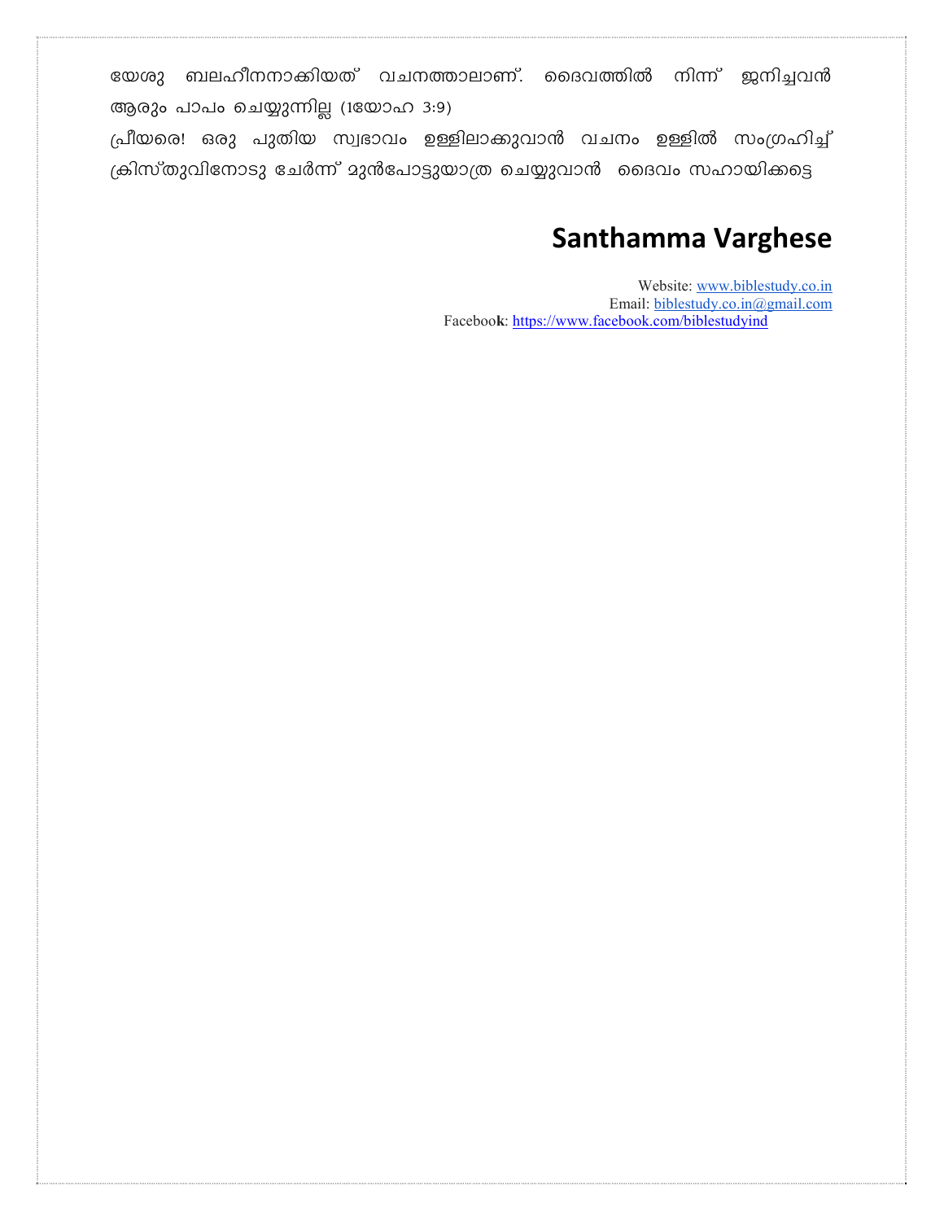യേശു ബലഹീനനാക്കിയത് വചനത്താലാണ്. ദൈവത്തിൽ നിന്ന് ജനിച്ചവൻ ആരും പാപം ചെയ്യുന്നില്ല (1യോഹ 3:9)

പ്രീയരെ! ഒരു പുതിയ സ്വഭാവം ഉള്ളിലാക്കുവാൻ വചനം ഉള്ളിൽ സംഗ്രഹിച്ച് ക്രിസ്തുവിനോടു ചേർന്ന് മുൻപോട്ടുയാത്ര ചെയ്യുവാൻ ദൈവം സഹായിക്കട്ടെ

**Santhamma Varghese**

Website: www.biblestudy.co.in
Email: biblestudy.co.in@gmail.com
Facebook: https://www.facebook.com/biblestudyind